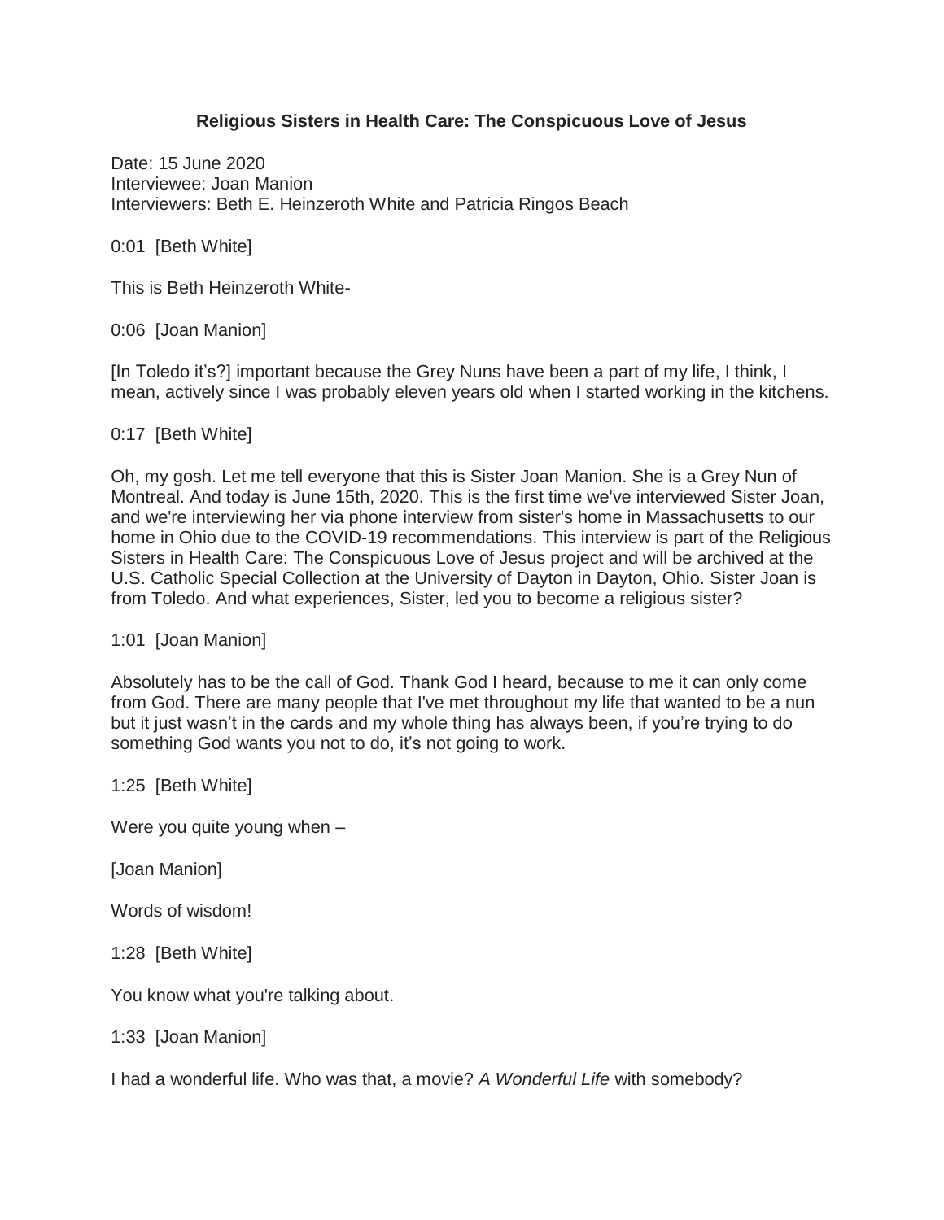**Religious Sisters in Health Care: The Conspicuous Love of Jesus**

Date: 15 June 2020
Interviewee: Joan Manion
Interviewers: Beth E. Heinzeroth White and Patricia Ringos Beach

0:01 [Beth White]

This is Beth Heinzeroth White-

0:06 [Joan Manion]

[In Toledo it's?] important because the Grey Nuns have been a part of my life, I think, I mean, actively since I was probably eleven years old when I started working in the kitchens.

0:17 [Beth White]

Oh, my gosh. Let me tell everyone that this is Sister Joan Manion. She is a Grey Nun of Montreal. And today is June 15th, 2020. This is the first time we've interviewed Sister Joan, and we're interviewing her via phone interview from sister's home in Massachusetts to our home in Ohio due to the COVID-19 recommendations. This interview is part of the Religious Sisters in Health Care: The Conspicuous Love of Jesus project and will be archived at the U.S. Catholic Special Collection at the University of Dayton in Dayton, Ohio. Sister Joan is from Toledo. And what experiences, Sister, led you to become a religious sister?

1:01 [Joan Manion]

Absolutely has to be the call of God. Thank God I heard, because to me it can only come from God. There are many people that I've met throughout my life that wanted to be a nun but it just wasn't in the cards and my whole thing has always been, if you're trying to do something God wants you not to do, it's not going to work.

1:25 [Beth White]

Were you quite young when –

[Joan Manion]

Words of wisdom!

1:28 [Beth White]

You know what you're talking about.

1:33 [Joan Manion]

I had a wonderful life. Who was that, a movie? *A Wonderful Life* with somebody?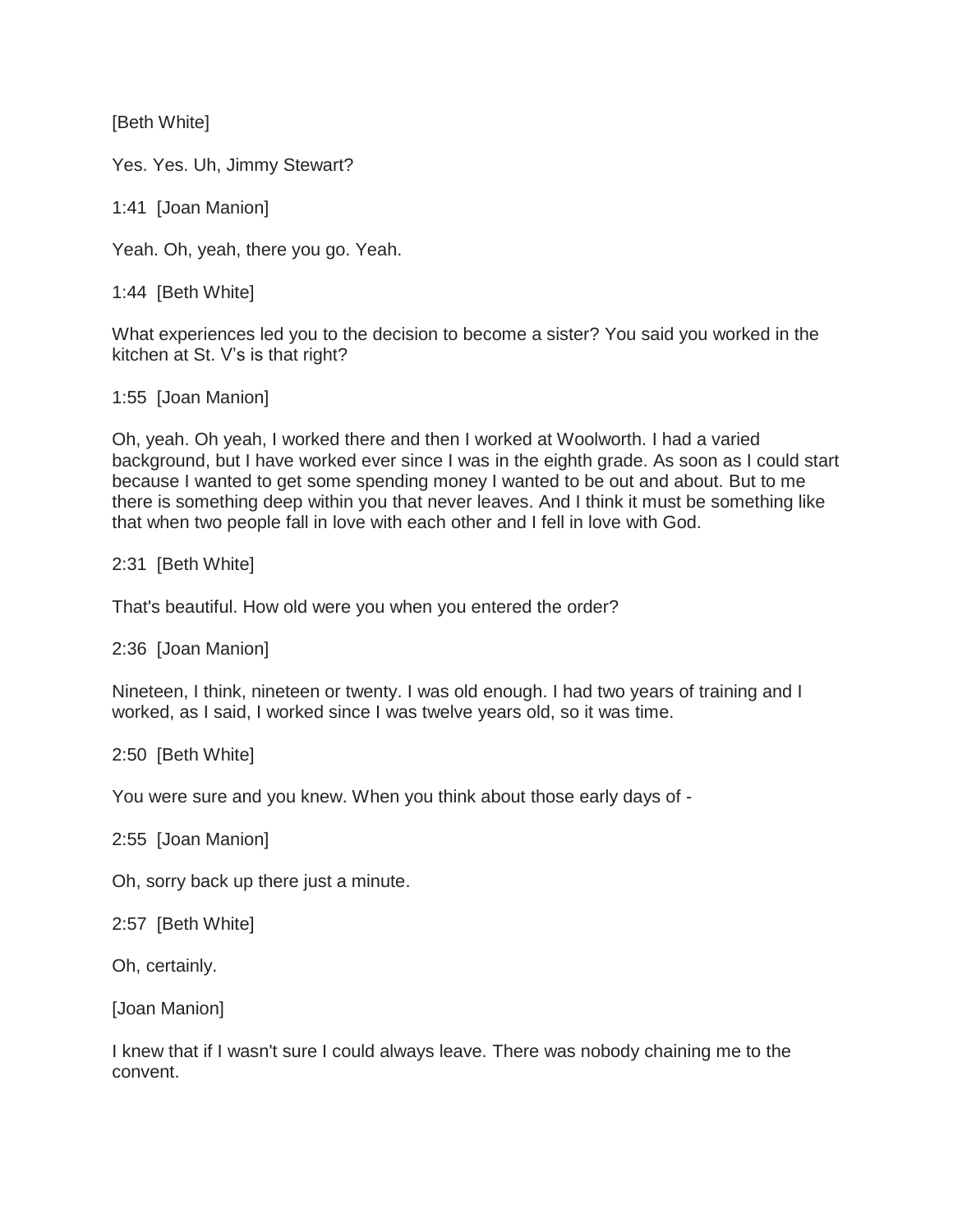[Beth White]

Yes. Yes. Uh, Jimmy Stewart?

1:41 [Joan Manion]

Yeah. Oh, yeah, there you go. Yeah.

1:44 [Beth White]

What experiences led you to the decision to become a sister? You said you worked in the kitchen at St. V's is that right?

1:55 [Joan Manion]

Oh, yeah. Oh yeah, I worked there and then I worked at Woolworth. I had a varied background, but I have worked ever since I was in the eighth grade. As soon as I could start because I wanted to get some spending money I wanted to be out and about. But to me there is something deep within you that never leaves. And I think it must be something like that when two people fall in love with each other and I fell in love with God.

2:31 [Beth White]

That's beautiful. How old were you when you entered the order?

2:36 [Joan Manion]

Nineteen, I think, nineteen or twenty. I was old enough. I had two years of training and I worked, as I said, I worked since I was twelve years old, so it was time.

2:50 [Beth White]

You were sure and you knew. When you think about those early days of -

2:55 [Joan Manion]

Oh, sorry back up there just a minute.

2:57 [Beth White]

Oh, certainly.

[Joan Manion]

I knew that if I wasn't sure I could always leave. There was nobody chaining me to the convent.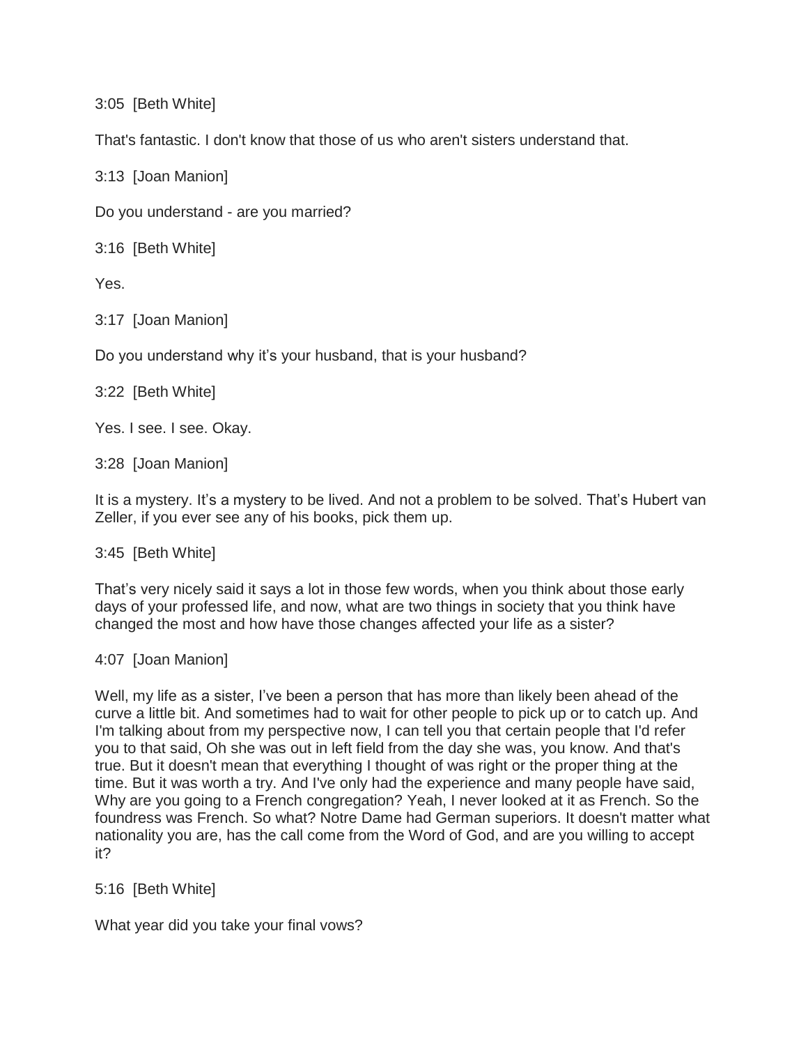3:05 [Beth White]

That's fantastic. I don't know that those of us who aren't sisters understand that.

3:13 [Joan Manion]

Do you understand - are you married?

3:16 [Beth White]

Yes.

3:17 [Joan Manion]

Do you understand why it's your husband, that is your husband?

3:22 [Beth White]

Yes. I see. I see. Okay.

3:28 [Joan Manion]

It is a mystery. It's a mystery to be lived. And not a problem to be solved. That's Hubert van Zeller, if you ever see any of his books, pick them up.

3:45 [Beth White]

That's very nicely said it says a lot in those few words, when you think about those early days of your professed life, and now, what are two things in society that you think have changed the most and how have those changes affected your life as a sister?

4:07 [Joan Manion]

Well, my life as a sister, I've been a person that has more than likely been ahead of the curve a little bit. And sometimes had to wait for other people to pick up or to catch up. And I'm talking about from my perspective now, I can tell you that certain people that I'd refer you to that said, Oh she was out in left field from the day she was, you know. And that's true. But it doesn't mean that everything I thought of was right or the proper thing at the time. But it was worth a try. And I've only had the experience and many people have said, Why are you going to a French congregation? Yeah, I never looked at it as French. So the foundress was French. So what? Notre Dame had German superiors. It doesn't matter what nationality you are, has the call come from the Word of God, and are you willing to accept it?

5:16 [Beth White]

What year did you take your final vows?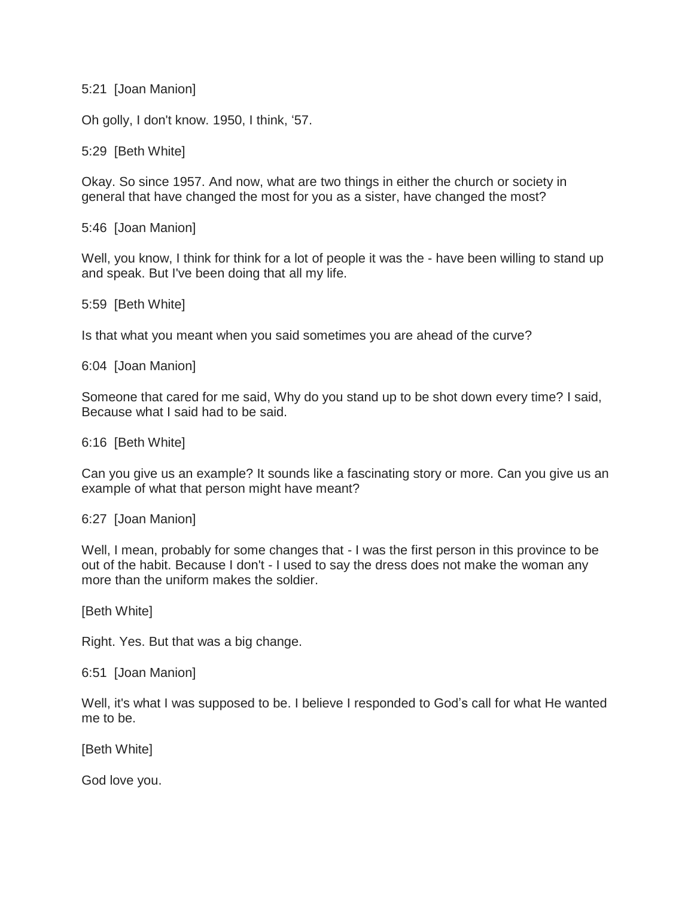5:21 [Joan Manion]

Oh golly, I don't know. 1950, I think, '57.

5:29 [Beth White]

Okay. So since 1957. And now, what are two things in either the church or society in general that have changed the most for you as a sister, have changed the most?

5:46 [Joan Manion]

Well, you know, I think for think for a lot of people it was the - have been willing to stand up and speak. But I've been doing that all my life.

5:59 [Beth White]

Is that what you meant when you said sometimes you are ahead of the curve?

6:04 [Joan Manion]

Someone that cared for me said, Why do you stand up to be shot down every time? I said, Because what I said had to be said.

6:16 [Beth White]

Can you give us an example? It sounds like a fascinating story or more. Can you give us an example of what that person might have meant?

6:27 [Joan Manion]

Well, I mean, probably for some changes that - I was the first person in this province to be out of the habit. Because I don't - I used to say the dress does not make the woman any more than the uniform makes the soldier.

[Beth White]

Right. Yes. But that was a big change.

6:51 [Joan Manion]

Well, it's what I was supposed to be. I believe I responded to God's call for what He wanted me to be.

[Beth White]

God love you.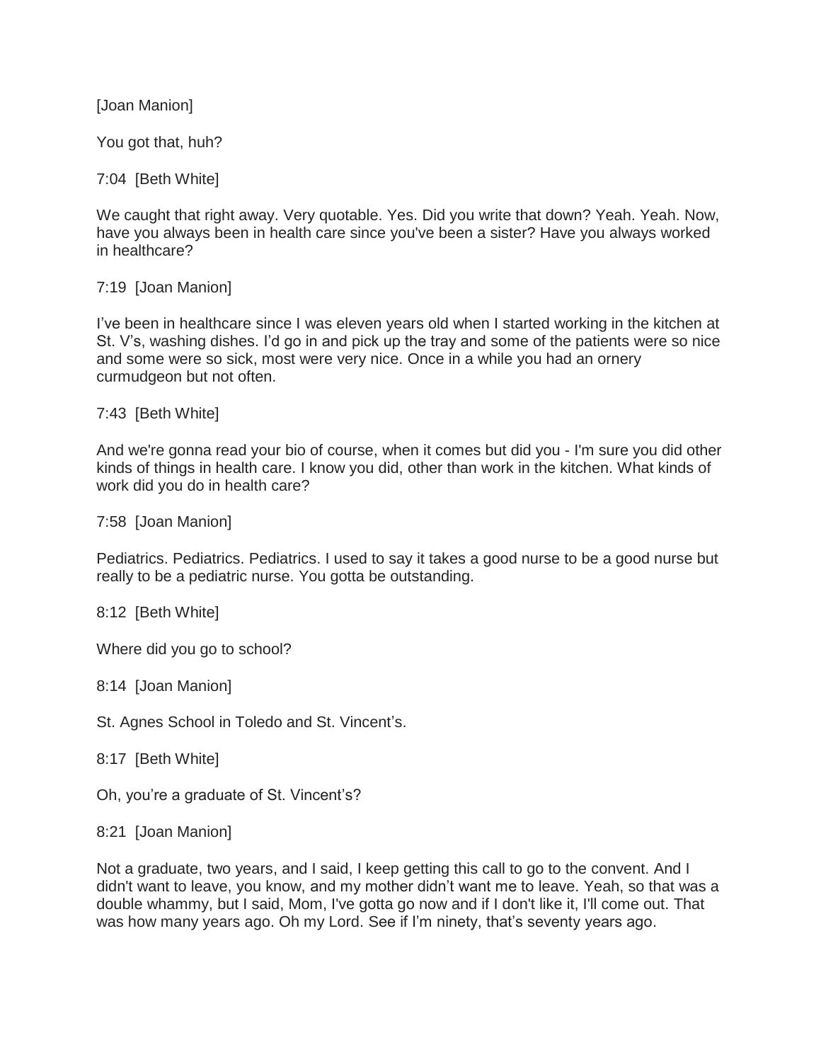[Joan Manion]

You got that, huh?

7:04 [Beth White]

We caught that right away. Very quotable. Yes. Did you write that down? Yeah. Yeah. Now, have you always been in health care since you've been a sister? Have you always worked in healthcare?

7:19 [Joan Manion]

I've been in healthcare since I was eleven years old when I started working in the kitchen at St. V's, washing dishes. I'd go in and pick up the tray and some of the patients were so nice and some were so sick, most were very nice. Once in a while you had an ornery curmudgeon but not often.

7:43 [Beth White]

And we're gonna read your bio of course, when it comes but did you - I'm sure you did other kinds of things in health care. I know you did, other than work in the kitchen. What kinds of work did you do in health care?

7:58 [Joan Manion]

Pediatrics. Pediatrics. Pediatrics. I used to say it takes a good nurse to be a good nurse but really to be a pediatric nurse. You gotta be outstanding.

8:12 [Beth White]

Where did you go to school?

8:14 [Joan Manion]

St. Agnes School in Toledo and St. Vincent's.

8:17 [Beth White]

Oh, you're a graduate of St. Vincent's?

8:21 [Joan Manion]

Not a graduate, two years, and I said, I keep getting this call to go to the convent. And I didn't want to leave, you know, and my mother didn't want me to leave. Yeah, so that was a double whammy, but I said, Mom, I've gotta go now and if I don't like it, I'll come out. That was how many years ago. Oh my Lord. See if I'm ninety, that's seventy years ago.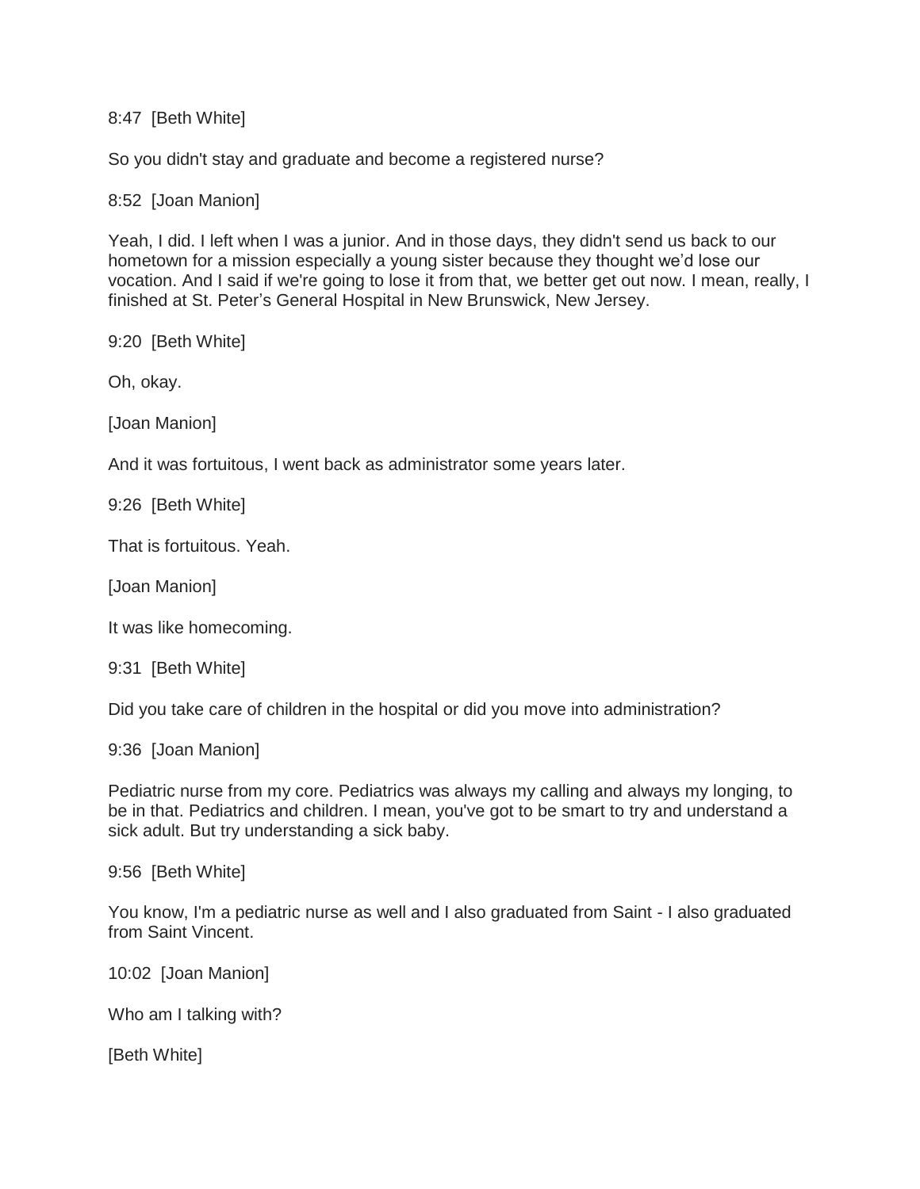8:47 [Beth White]

So you didn't stay and graduate and become a registered nurse?

8:52 [Joan Manion]

Yeah, I did. I left when I was a junior. And in those days, they didn't send us back to our hometown for a mission especially a young sister because they thought we'd lose our vocation. And I said if we're going to lose it from that, we better get out now. I mean, really, I finished at St. Peter's General Hospital in New Brunswick, New Jersey.

9:20 [Beth White]

Oh, okay.

[Joan Manion]

And it was fortuitous, I went back as administrator some years later.

9:26 [Beth White]

That is fortuitous. Yeah.

[Joan Manion]

It was like homecoming.

9:31 [Beth White]

Did you take care of children in the hospital or did you move into administration?

9:36 [Joan Manion]

Pediatric nurse from my core. Pediatrics was always my calling and always my longing, to be in that. Pediatrics and children. I mean, you've got to be smart to try and understand a sick adult. But try understanding a sick baby.

9:56 [Beth White]

You know, I'm a pediatric nurse as well and I also graduated from Saint - I also graduated from Saint Vincent.

10:02 [Joan Manion]

Who am I talking with?

[Beth White]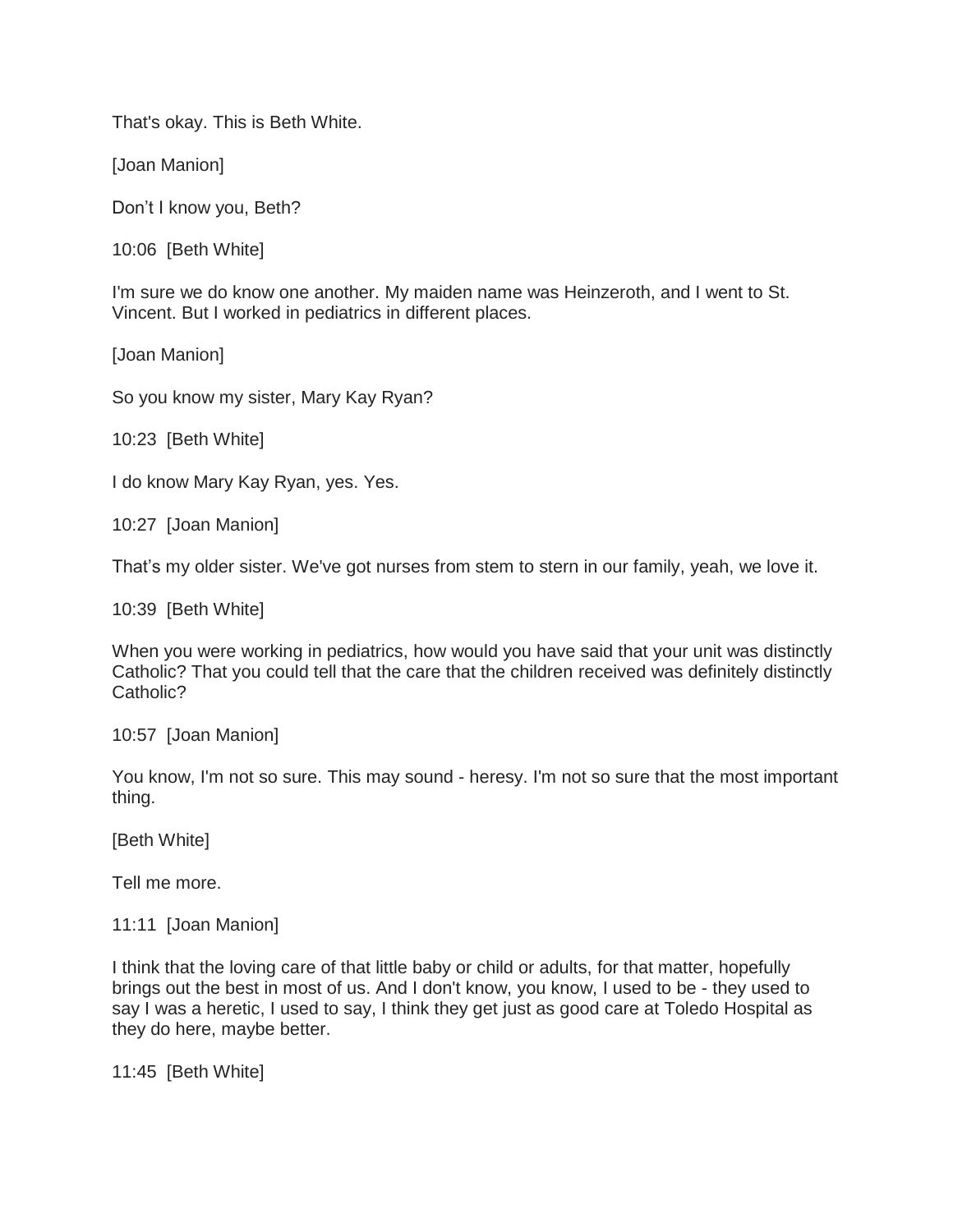That's okay. This is Beth White.

[Joan Manion]

Don’t I know you, Beth?

10:06 [Beth White]

I'm sure we do know one another. My maiden name was Heinzeroth, and I went to St. Vincent. But I worked in pediatrics in different places.

[Joan Manion]

So you know my sister, Mary Kay Ryan?

10:23 [Beth White]

I do know Mary Kay Ryan, yes. Yes.

10:27 [Joan Manion]

That’s my older sister. We've got nurses from stem to stern in our family, yeah, we love it.

10:39 [Beth White]

When you were working in pediatrics, how would you have said that your unit was distinctly Catholic? That you could tell that the care that the children received was definitely distinctly Catholic?

10:57 [Joan Manion]

You know, I'm not so sure. This may sound - heresy. I'm not so sure that the most important thing.

[Beth White]

Tell me more.

11:11 [Joan Manion]

I think that the loving care of that little baby or child or adults, for that matter, hopefully brings out the best in most of us. And I don't know, you know, I used to be - they used to say I was a heretic, I used to say, I think they get just as good care at Toledo Hospital as they do here, maybe better.

11:45 [Beth White]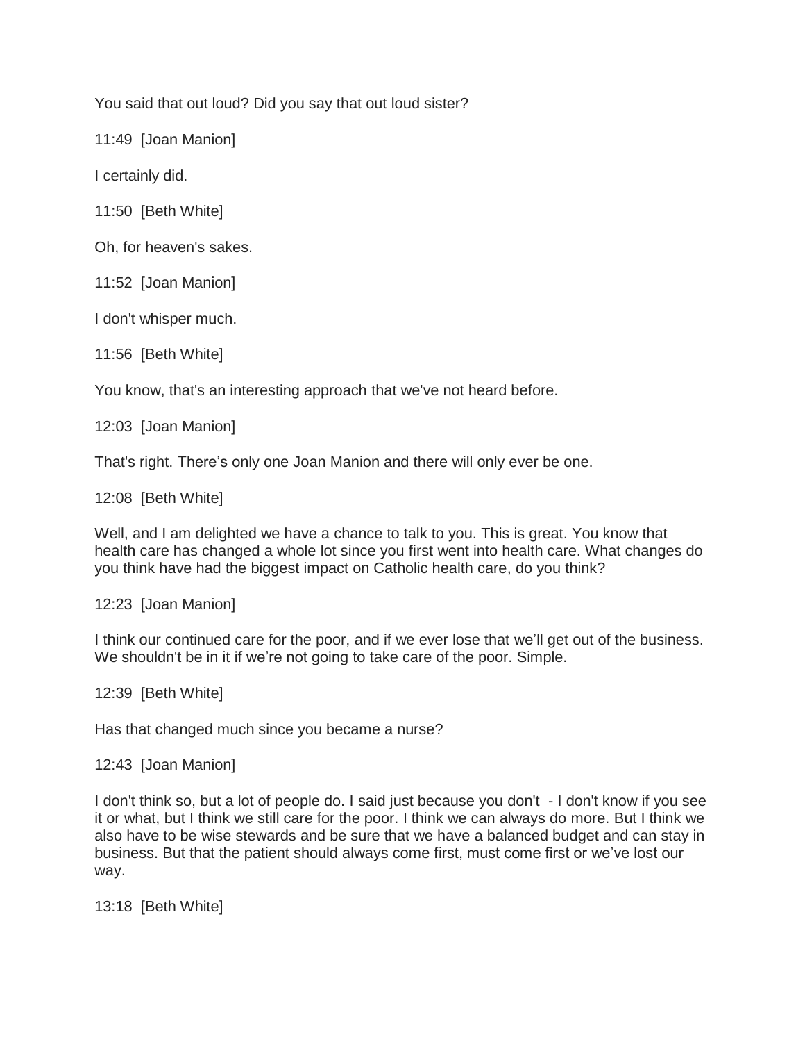You said that out loud? Did you say that out loud sister?

11:49 [Joan Manion]

I certainly did.

11:50 [Beth White]

Oh, for heaven's sakes.

11:52 [Joan Manion]

I don't whisper much.

11:56 [Beth White]

You know, that's an interesting approach that we've not heard before.

12:03 [Joan Manion]

That's right. There’s only one Joan Manion and there will only ever be one.

12:08 [Beth White]

Well, and I am delighted we have a chance to talk to you. This is great. You know that health care has changed a whole lot since you first went into health care. What changes do you think have had the biggest impact on Catholic health care, do you think?

12:23 [Joan Manion]

I think our continued care for the poor, and if we ever lose that we’ll get out of the business. We shouldn't be in it if we’re not going to take care of the poor. Simple.

12:39 [Beth White]

Has that changed much since you became a nurse?

12:43 [Joan Manion]

I don't think so, but a lot of people do. I said just because you don't - I don't know if you see it or what, but I think we still care for the poor. I think we can always do more. But I think we also have to be wise stewards and be sure that we have a balanced budget and can stay in business. But that the patient should always come first, must come first or we’ve lost our way.

13:18 [Beth White]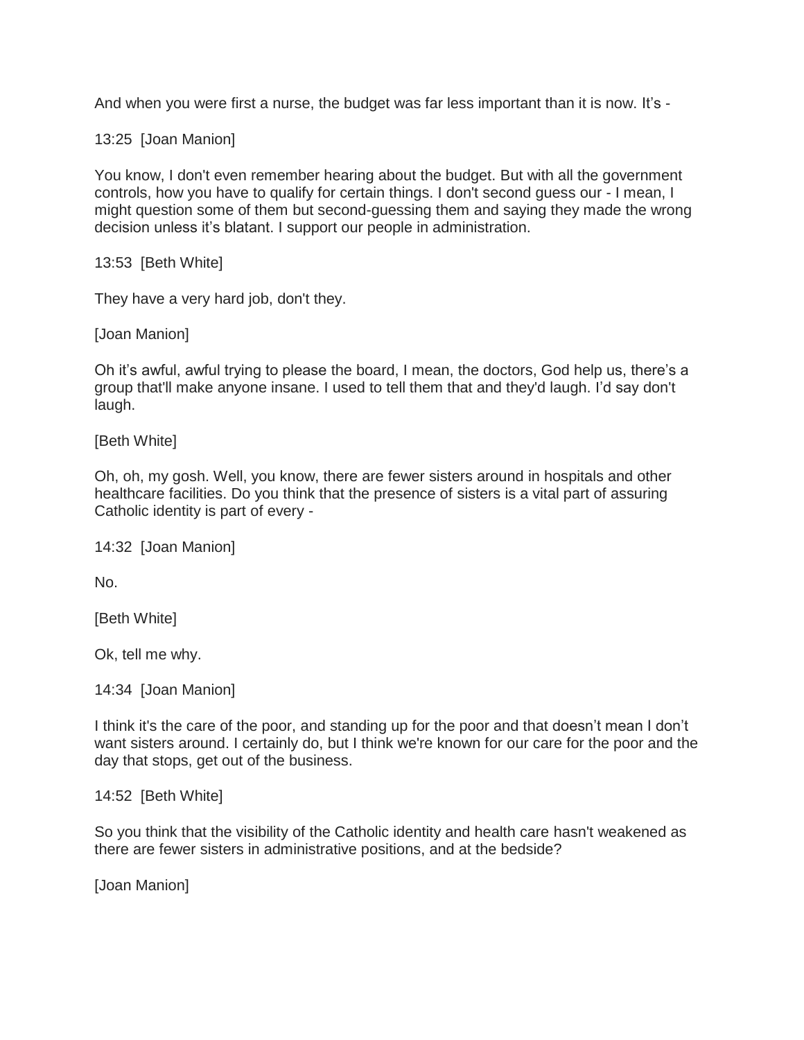And when you were first a nurse, the budget was far less important than it is now. It's -

13:25 [Joan Manion]

You know, I don't even remember hearing about the budget. But with all the government controls, how you have to qualify for certain things. I don't second guess our - I mean, I might question some of them but second-guessing them and saying they made the wrong decision unless it's blatant. I support our people in administration.

13:53 [Beth White]

They have a very hard job, don't they.

[Joan Manion]

Oh it's awful, awful trying to please the board, I mean, the doctors, God help us, there's a group that'll make anyone insane. I used to tell them that and they'd laugh. I'd say don't laugh.

[Beth White]

Oh, oh, my gosh. Well, you know, there are fewer sisters around in hospitals and other healthcare facilities. Do you think that the presence of sisters is a vital part of assuring Catholic identity is part of every -

14:32 [Joan Manion]

No.

[Beth White]

Ok, tell me why.

14:34 [Joan Manion]

I think it's the care of the poor, and standing up for the poor and that doesn't mean I don't want sisters around. I certainly do, but I think we're known for our care for the poor and the day that stops, get out of the business.

14:52 [Beth White]

So you think that the visibility of the Catholic identity and health care hasn't weakened as there are fewer sisters in administrative positions, and at the bedside?

[Joan Manion]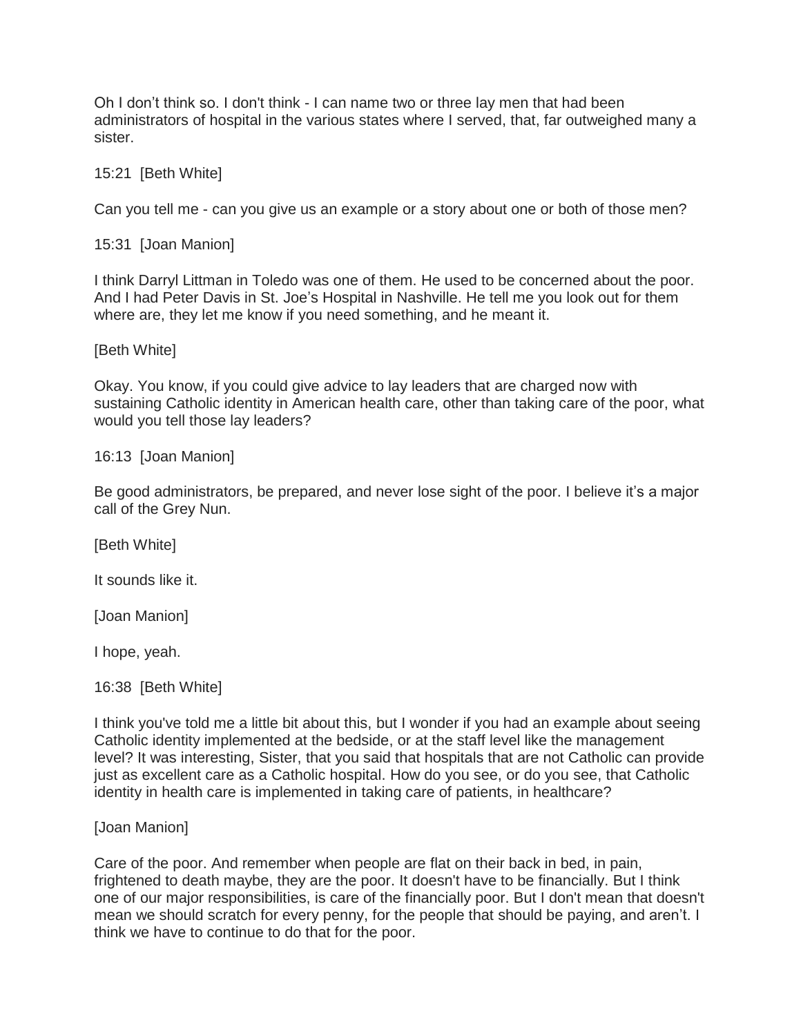Oh I don't think so. I don't think - I can name two or three lay men that had been administrators of hospital in the various states where I served, that, far outweighed many a sister.

15:21 [Beth White]

Can you tell me - can you give us an example or a story about one or both of those men?

15:31 [Joan Manion]

I think Darryl Littman in Toledo was one of them. He used to be concerned about the poor. And I had Peter Davis in St. Joe's Hospital in Nashville. He tell me you look out for them where are, they let me know if you need something, and he meant it.

[Beth White]

Okay. You know, if you could give advice to lay leaders that are charged now with sustaining Catholic identity in American health care, other than taking care of the poor, what would you tell those lay leaders?

16:13 [Joan Manion]

Be good administrators, be prepared, and never lose sight of the poor. I believe it's a major call of the Grey Nun.

[Beth White]

It sounds like it.

[Joan Manion]

I hope, yeah.

16:38 [Beth White]

I think you've told me a little bit about this, but I wonder if you had an example about seeing Catholic identity implemented at the bedside, or at the staff level like the management level? It was interesting, Sister, that you said that hospitals that are not Catholic can provide just as excellent care as a Catholic hospital. How do you see, or do you see, that Catholic identity in health care is implemented in taking care of patients, in healthcare?

[Joan Manion]

Care of the poor. And remember when people are flat on their back in bed, in pain, frightened to death maybe, they are the poor. It doesn't have to be financially. But I think one of our major responsibilities, is care of the financially poor. But I don't mean that doesn't mean we should scratch for every penny, for the people that should be paying, and aren't. I think we have to continue to do that for the poor.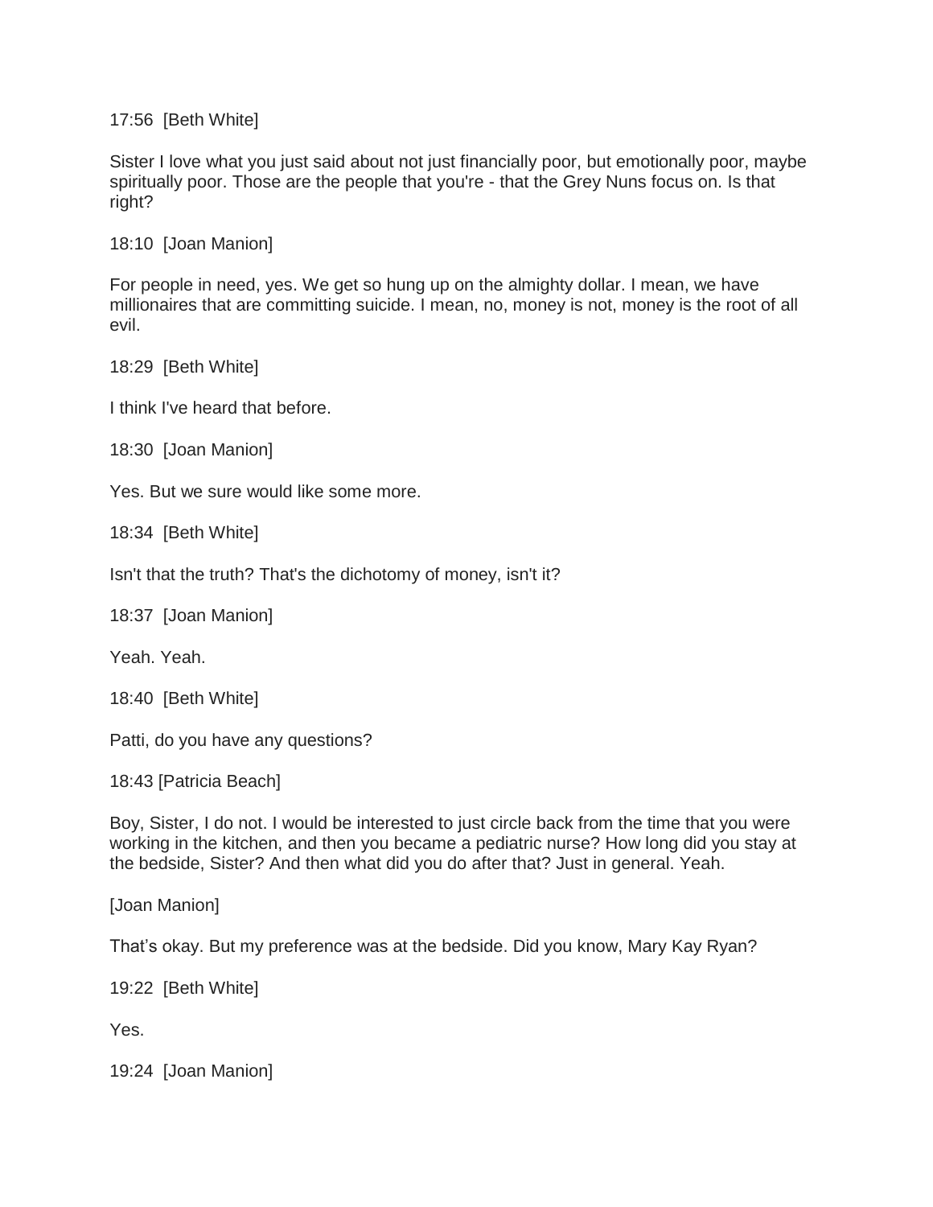17:56 [Beth White]

Sister I love what you just said about not just financially poor, but emotionally poor, maybe spiritually poor. Those are the people that you're - that the Grey Nuns focus on. Is that right?

18:10 [Joan Manion]

For people in need, yes. We get so hung up on the almighty dollar. I mean, we have millionaires that are committing suicide. I mean, no, money is not, money is the root of all evil.

18:29 [Beth White]

I think I've heard that before.

18:30 [Joan Manion]

Yes. But we sure would like some more.

18:34 [Beth White]

Isn't that the truth? That's the dichotomy of money, isn't it?

18:37 [Joan Manion]

Yeah. Yeah.

18:40 [Beth White]

Patti, do you have any questions?

18:43 [Patricia Beach]

Boy, Sister, I do not. I would be interested to just circle back from the time that you were working in the kitchen, and then you became a pediatric nurse? How long did you stay at the bedside, Sister? And then what did you do after that? Just in general. Yeah.

[Joan Manion]

That's okay. But my preference was at the bedside. Did you know, Mary Kay Ryan?

19:22 [Beth White]

Yes.

19:24 [Joan Manion]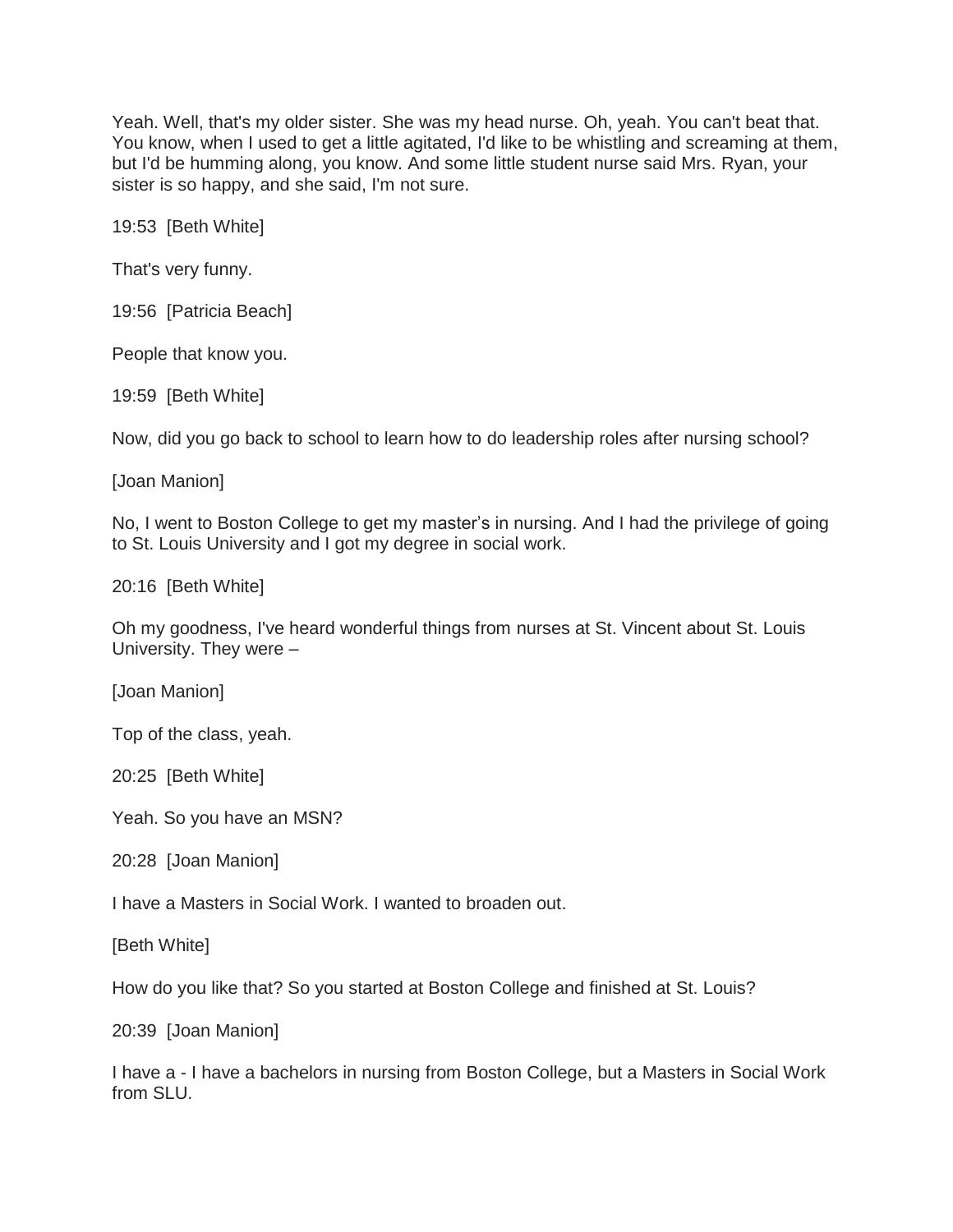Yeah. Well, that's my older sister. She was my head nurse. Oh, yeah. You can't beat that. You know, when I used to get a little agitated, I'd like to be whistling and screaming at them, but I'd be humming along, you know. And some little student nurse said Mrs. Ryan, your sister is so happy, and she said, I'm not sure.

19:53 [Beth White]

That's very funny.

19:56 [Patricia Beach]

People that know you.

19:59 [Beth White]

Now, did you go back to school to learn how to do leadership roles after nursing school?

[Joan Manion]

No, I went to Boston College to get my master’s in nursing. And I had the privilege of going to St. Louis University and I got my degree in social work.

20:16 [Beth White]

Oh my goodness, I've heard wonderful things from nurses at St. Vincent about St. Louis University. They were –

[Joan Manion]

Top of the class, yeah.

20:25 [Beth White]

Yeah. So you have an MSN?

20:28 [Joan Manion]

I have a Masters in Social Work. I wanted to broaden out.

[Beth White]

How do you like that? So you started at Boston College and finished at St. Louis?

20:39 [Joan Manion]

I have a - I have a bachelors in nursing from Boston College, but a Masters in Social Work from SLU.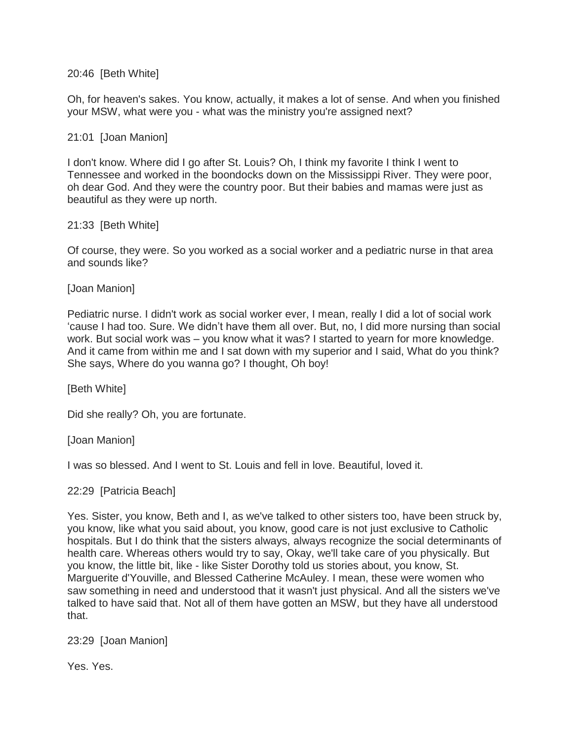20:46 [Beth White]

Oh, for heaven's sakes. You know, actually, it makes a lot of sense. And when you finished your MSW, what were you - what was the ministry you're assigned next?

21:01 [Joan Manion]

I don't know. Where did I go after St. Louis? Oh, I think my favorite I think I went to Tennessee and worked in the boondocks down on the Mississippi River. They were poor, oh dear God. And they were the country poor. But their babies and mamas were just as beautiful as they were up north.

21:33 [Beth White]

Of course, they were. So you worked as a social worker and a pediatric nurse in that area and sounds like?

[Joan Manion]

Pediatric nurse. I didn't work as social worker ever, I mean, really I did a lot of social work 'cause I had too. Sure. We didn't have them all over. But, no, I did more nursing than social work. But social work was – you know what it was? I started to yearn for more knowledge. And it came from within me and I sat down with my superior and I said, What do you think? She says, Where do you wanna go? I thought, Oh boy!

[Beth White]

Did she really? Oh, you are fortunate.

[Joan Manion]

I was so blessed. And I went to St. Louis and fell in love. Beautiful, loved it.

22:29 [Patricia Beach]

Yes. Sister, you know, Beth and I, as we've talked to other sisters too, have been struck by, you know, like what you said about, you know, good care is not just exclusive to Catholic hospitals. But I do think that the sisters always, always recognize the social determinants of health care. Whereas others would try to say, Okay, we'll take care of you physically. But you know, the little bit, like - like Sister Dorothy told us stories about, you know, St. Marguerite d'Youville, and Blessed Catherine McAuley. I mean, these were women who saw something in need and understood that it wasn't just physical. And all the sisters we've talked to have said that. Not all of them have gotten an MSW, but they have all understood that.

23:29 [Joan Manion]

Yes. Yes.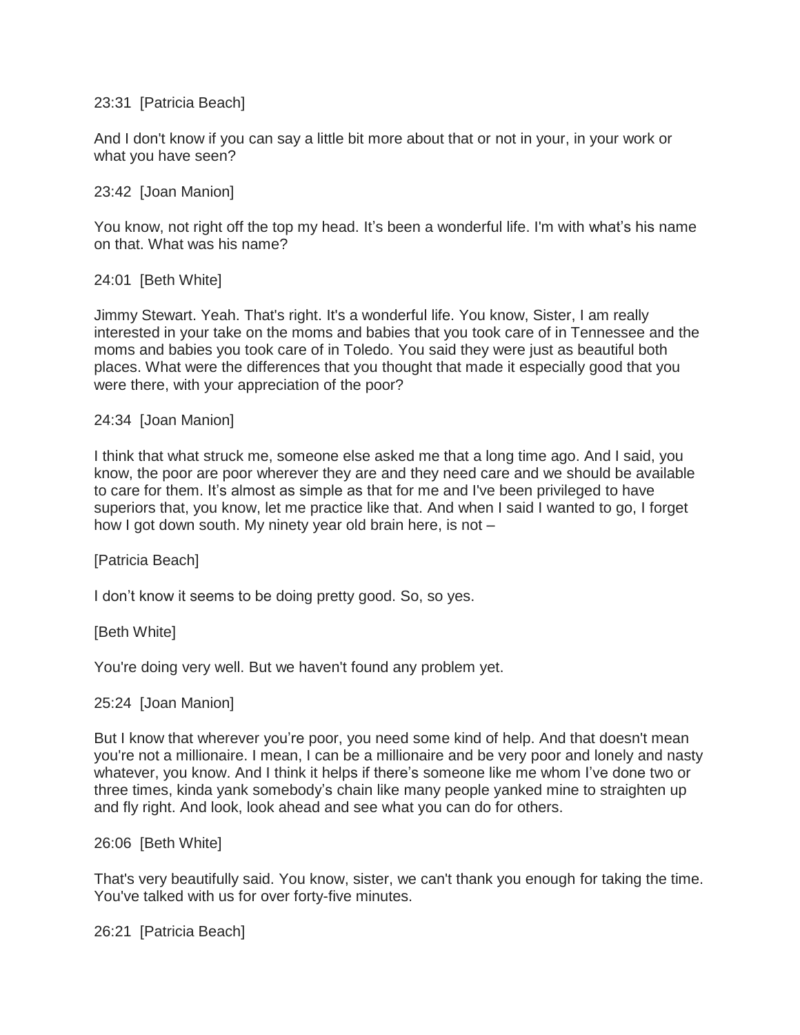23:31 [Patricia Beach]

And I don't know if you can say a little bit more about that or not in your, in your work or what you have seen?

23:42 [Joan Manion]

You know, not right off the top my head. It's been a wonderful life. I'm with what's his name on that. What was his name?

24:01 [Beth White]

Jimmy Stewart. Yeah. That's right. It's a wonderful life. You know, Sister, I am really interested in your take on the moms and babies that you took care of in Tennessee and the moms and babies you took care of in Toledo. You said they were just as beautiful both places. What were the differences that you thought that made it especially good that you were there, with your appreciation of the poor?

24:34 [Joan Manion]

I think that what struck me, someone else asked me that a long time ago. And I said, you know, the poor are poor wherever they are and they need care and we should be available to care for them. It's almost as simple as that for me and I've been privileged to have superiors that, you know, let me practice like that. And when I said I wanted to go, I forget how I got down south. My ninety year old brain here, is not –

[Patricia Beach]

I don't know it seems to be doing pretty good. So, so yes.

[Beth White]

You're doing very well. But we haven't found any problem yet.

25:24 [Joan Manion]

But I know that wherever you're poor, you need some kind of help. And that doesn't mean you're not a millionaire. I mean, I can be a millionaire and be very poor and lonely and nasty whatever, you know. And I think it helps if there's someone like me whom I've done two or three times, kinda yank somebody's chain like many people yanked mine to straighten up and fly right. And look, look ahead and see what you can do for others.

26:06 [Beth White]

That's very beautifully said. You know, sister, we can't thank you enough for taking the time. You've talked with us for over forty-five minutes.

26:21 [Patricia Beach]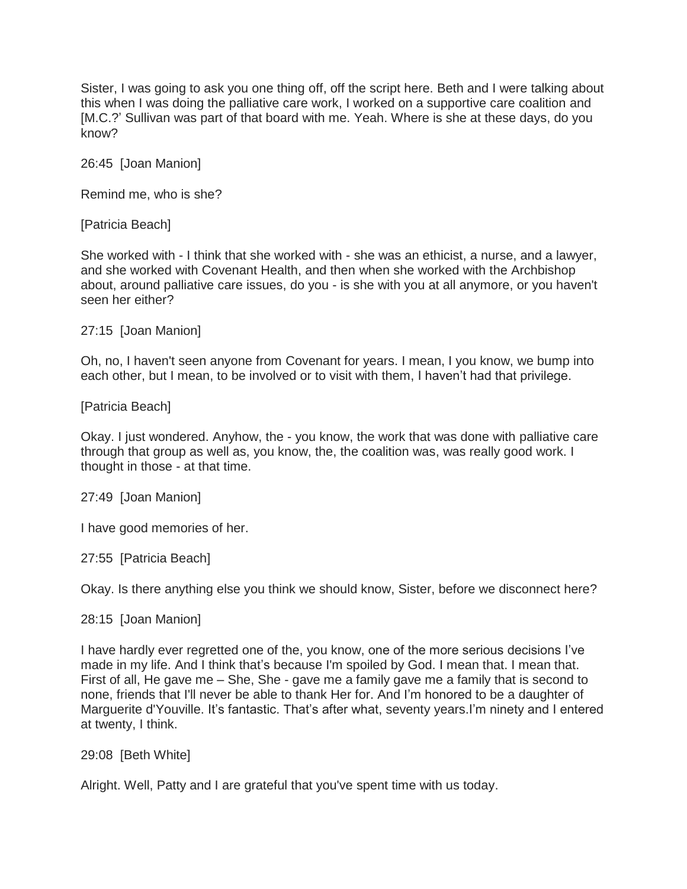Sister, I was going to ask you one thing off, off the script here. Beth and I were talking about this when I was doing the palliative care work, I worked on a supportive care coalition and [M.C.?' Sullivan was part of that board with me. Yeah. Where is she at these days, do you know?

26:45 [Joan Manion]

Remind me, who is she?

[Patricia Beach]

She worked with - I think that she worked with - she was an ethicist, a nurse, and a lawyer, and she worked with Covenant Health, and then when she worked with the Archbishop about, around palliative care issues, do you - is she with you at all anymore, or you haven't seen her either?

27:15 [Joan Manion]

Oh, no, I haven't seen anyone from Covenant for years. I mean, I you know, we bump into each other, but I mean, to be involved or to visit with them, I haven't had that privilege.

[Patricia Beach]

Okay. I just wondered. Anyhow, the - you know, the work that was done with palliative care through that group as well as, you know, the, the coalition was, was really good work. I thought in those - at that time.

27:49 [Joan Manion]

I have good memories of her.

27:55 [Patricia Beach]

Okay. Is there anything else you think we should know, Sister, before we disconnect here?

28:15 [Joan Manion]

I have hardly ever regretted one of the, you know, one of the more serious decisions I've made in my life. And I think that's because I'm spoiled by God. I mean that. I mean that. First of all, He gave me – She, She - gave me a family gave me a family that is second to none, friends that I'll never be able to thank Her for. And I'm honored to be a daughter of Marguerite d'Youville. It's fantastic. That's after what, seventy years.I'm ninety and I entered at twenty, I think.

29:08 [Beth White]

Alright. Well, Patty and I are grateful that you've spent time with us today.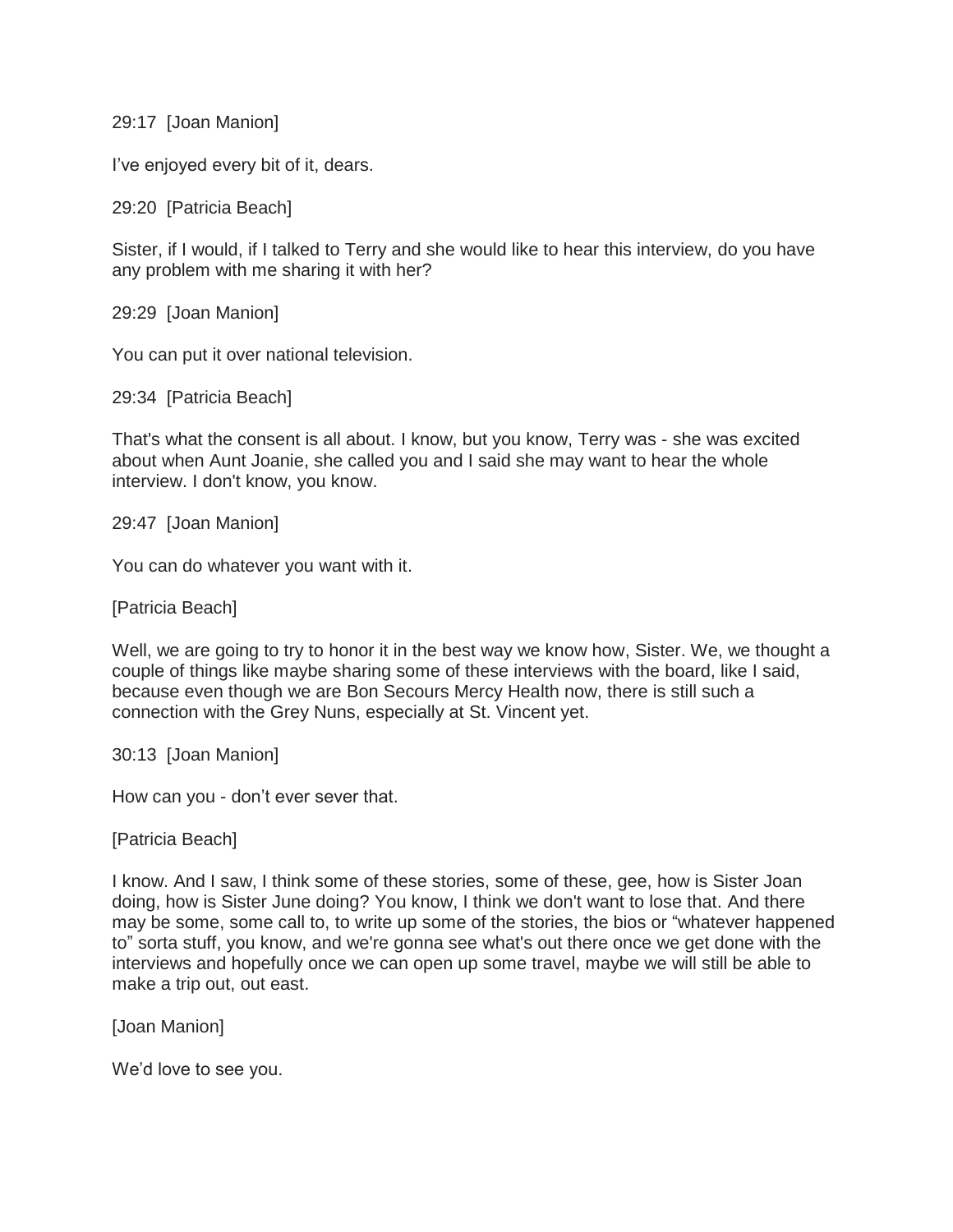29:17 [Joan Manion]

I've enjoyed every bit of it, dears.

29:20 [Patricia Beach]

Sister, if I would, if I talked to Terry and she would like to hear this interview, do you have any problem with me sharing it with her?

29:29 [Joan Manion]

You can put it over national television.

29:34 [Patricia Beach]

That's what the consent is all about. I know, but you know, Terry was - she was excited about when Aunt Joanie, she called you and I said she may want to hear the whole interview. I don't know, you know.

29:47 [Joan Manion]

You can do whatever you want with it.

[Patricia Beach]

Well, we are going to try to honor it in the best way we know how, Sister. We, we thought a couple of things like maybe sharing some of these interviews with the board, like I said, because even though we are Bon Secours Mercy Health now, there is still such a connection with the Grey Nuns, especially at St. Vincent yet.

30:13 [Joan Manion]

How can you - don't ever sever that.

[Patricia Beach]

I know. And I saw, I think some of these stories, some of these, gee, how is Sister Joan doing, how is Sister June doing? You know, I think we don't want to lose that. And there may be some, some call to, to write up some of the stories, the bios or "whatever happened to" sorta stuff, you know, and we're gonna see what's out there once we get done with the interviews and hopefully once we can open up some travel, maybe we will still be able to make a trip out, out east.

[Joan Manion]

We'd love to see you.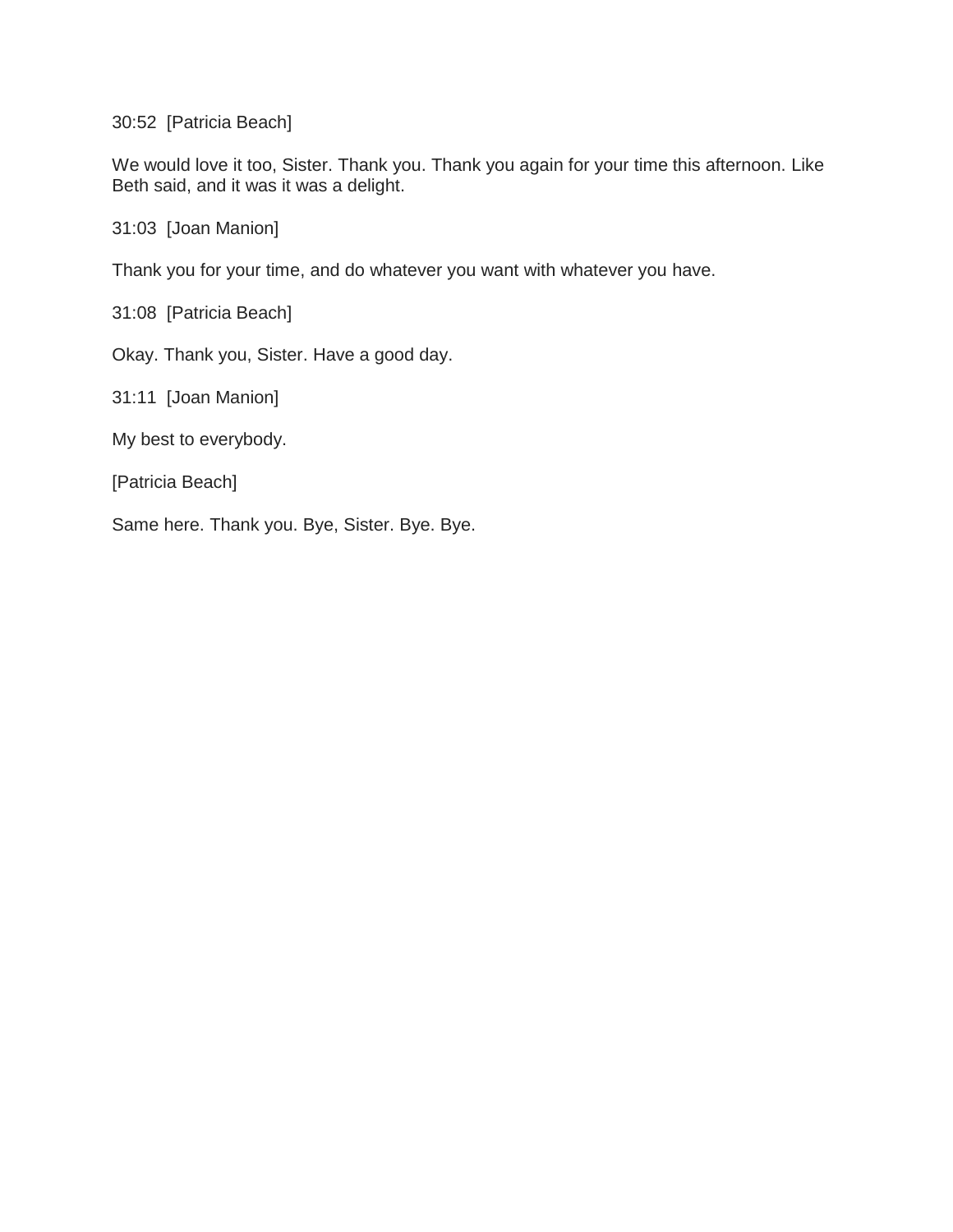30:52 [Patricia Beach]

We would love it too, Sister. Thank you. Thank you again for your time this afternoon. Like Beth said, and it was it was a delight.

31:03 [Joan Manion]

Thank you for your time, and do whatever you want with whatever you have.

31:08 [Patricia Beach]

Okay. Thank you, Sister. Have a good day.

31:11 [Joan Manion]

My best to everybody.

[Patricia Beach]

Same here. Thank you. Bye, Sister. Bye. Bye.